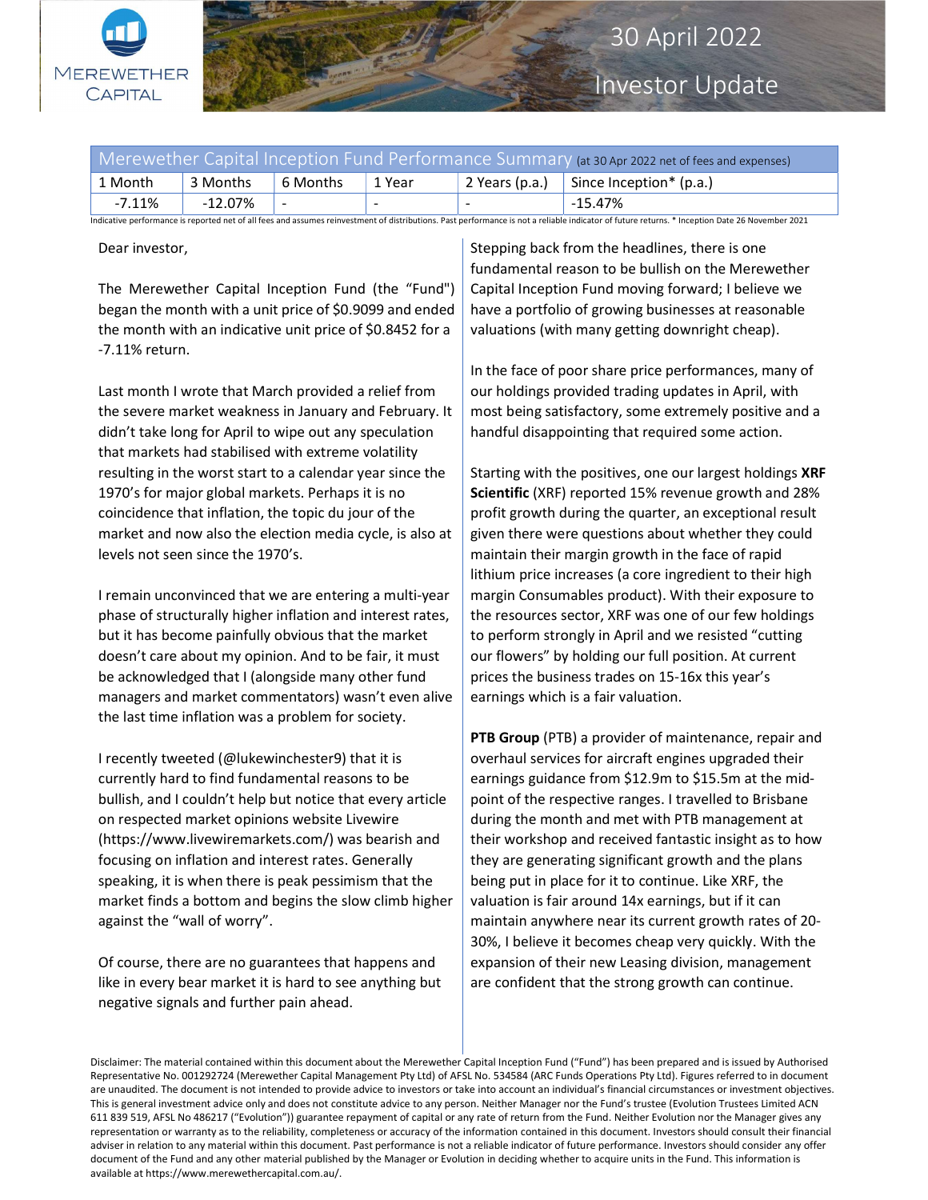# 30 April 2022 Investor Update

| Merewether Capital Inception Fund Performance Summary (at 30 Apr 2022 net of fees and expenses) | | | | | |
|---|---|---|---|---|---|
| 1 Month | 3 Months | 6 Months | 1 Year | 2 Years (p.a.) | Since Inception* (p.a.) |
| -7.11% | -12.07% | - | - | - | -15.47% |

Indicative performance is reported net of all fees and assumes reinvestment of distributions. Past performance is not a reliable indicator of future returns. * Inception Date 26 November 2021

Dear investor,

The Merewether Capital Inception Fund (the "Fund") began the month with a unit price of $0.9099 and ended the month with an indicative unit price of $0.8452 for a -7.11% return.

Last month I wrote that March provided a relief from the severe market weakness in January and February. It didn't take long for April to wipe out any speculation that markets had stabilised with extreme volatility resulting in the worst start to a calendar year since the 1970's for major global markets. Perhaps it is no coincidence that inflation, the topic du jour of the market and now also the election media cycle, is also at levels not seen since the 1970's.

I remain unconvinced that we are entering a multi-year phase of structurally higher inflation and interest rates, but it has become painfully obvious that the market doesn't care about my opinion. And to be fair, it must be acknowledged that I (alongside many other fund managers and market commentators) wasn't even alive the last time inflation was a problem for society.

I recently tweeted (@lukewinchester9) that it is currently hard to find fundamental reasons to be bullish, and I couldn't help but notice that every article on respected market opinions website Livewire (https://www.livewiremarkets.com/) was bearish and focusing on inflation and interest rates. Generally speaking, it is when there is peak pessimism that the market finds a bottom and begins the slow climb higher against the "wall of worry".

Of course, there are no guarantees that happens and like in every bear market it is hard to see anything but negative signals and further pain ahead.

Stepping back from the headlines, there is one fundamental reason to be bullish on the Merewether Capital Inception Fund moving forward; I believe we have a portfolio of growing businesses at reasonable valuations (with many getting downright cheap).

In the face of poor share price performances, many of our holdings provided trading updates in April, with most being satisfactory, some extremely positive and a handful disappointing that required some action.

Starting with the positives, one our largest holdings **XRF Scientific** (XRF) reported 15% revenue growth and 28% profit growth during the quarter, an exceptional result given there were questions about whether they could maintain their margin growth in the face of rapid lithium price increases (a core ingredient to their high margin Consumables product). With their exposure to the resources sector, XRF was one of our few holdings to perform strongly in April and we resisted "cutting our flowers" by holding our full position. At current prices the business trades on 15-16x this year's earnings which is a fair valuation.

**PTB Group** (PTB) a provider of maintenance, repair and overhaul services for aircraft engines upgraded their earnings guidance from $12.9m to $15.5m at the mid-point of the respective ranges. I travelled to Brisbane during the month and met with PTB management at their workshop and received fantastic insight as to how they are generating significant growth and the plans being put in place for it to continue. Like XRF, the valuation is fair around 14x earnings, but if it can maintain anywhere near its current growth rates of 20-30%, I believe it becomes cheap very quickly. With the expansion of their new Leasing division, management are confident that the strong growth can continue.

Disclaimer: The material contained within this document about the Merewether Capital Inception Fund ("Fund") has been prepared and is issued by Authorised Representative No. 001292724 (Merewether Capital Management Pty Ltd) of AFSL No. 534584 (ARC Funds Operations Pty Ltd). Figures referred to in document are unaudited. The document is not intended to provide advice to investors or take into account an individual's financial circumstances or investment objectives. This is general investment advice only and does not constitute advice to any person. Neither Manager nor the Fund's trustee (Evolution Trustees Limited ACN 611 839 519, AFSL No 486217 ("Evolution")) guarantee repayment of capital or any rate of return from the Fund. Neither Evolution nor the Manager gives any representation or warranty as to the reliability, completeness or accuracy of the information contained in this document. Investors should consult their financial adviser in relation to any material within this document. Past performance is not a reliable indicator of future performance. Investors should consider any offer document of the Fund and any other material published by the Manager or Evolution in deciding whether to acquire units in the Fund. This information is available at https://www.merewethercapital.com.au/.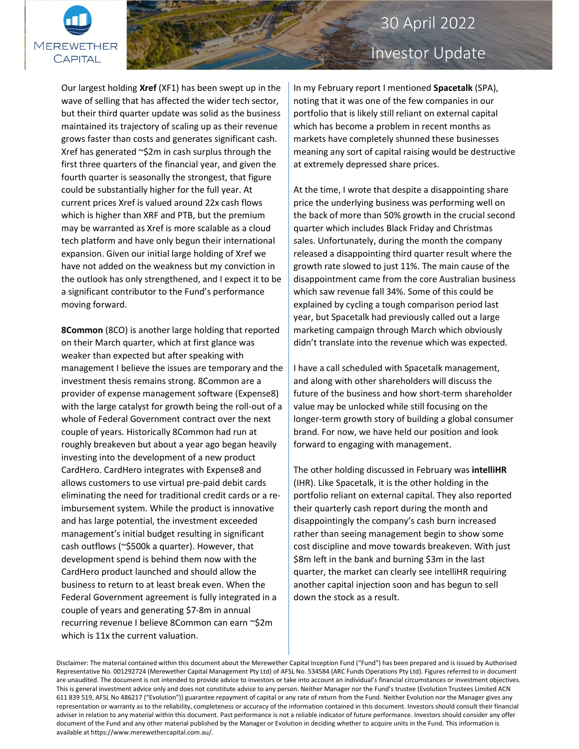Our largest holding **Xref** (XF1) has been swept up in the wave of selling that has affected the wider tech sector, but their third quarter update was solid as the business maintained its trajectory of scaling up as their revenue grows faster than costs and generates significant cash. Xref has generated ~$2m in cash surplus through the first three quarters of the financial year, and given the fourth quarter is seasonally the strongest, that figure could be substantially higher for the full year. At current prices Xref is valued around 22x cash flows which is higher than XRF and PTB, but the premium may be warranted as Xref is more scalable as a cloud tech platform and have only begun their international expansion. Given our initial large holding of Xref we have not added on the weakness but my conviction in the outlook has only strengthened, and I expect it to be a significant contributor to the Fund's performance moving forward.

**8Common** (8CO) is another large holding that reported on their March quarter, which at first glance was weaker than expected but after speaking with management I believe the issues are temporary and the investment thesis remains strong. 8Common are a provider of expense management software (Expense8) with the large catalyst for growth being the roll-out of a whole of Federal Government contract over the next couple of years. Historically 8Common had run at roughly breakeven but about a year ago began heavily investing into the development of a new product CardHero. CardHero integrates with Expense8 and allows customers to use virtual pre-paid debit cards eliminating the need for traditional credit cards or a re-imbursement system. While the product is innovative and has large potential, the investment exceeded management's initial budget resulting in significant cash outflows (~$500k a quarter). However, that development spend is behind them now with the CardHero product launched and should allow the business to return to at least break even. When the Federal Government agreement is fully integrated in a couple of years and generating $7-8m in annual recurring revenue I believe 8Common can earn ~$2m which is 11x the current valuation.

In my February report I mentioned **Spacetalk** (SPA), noting that it was one of the few companies in our portfolio that is likely still reliant on external capital which has become a problem in recent months as markets have completely shunned these businesses meaning any sort of capital raising would be destructive at extremely depressed share prices.

At the time, I wrote that despite a disappointing share price the underlying business was performing well on the back of more than 50% growth in the crucial second quarter which includes Black Friday and Christmas sales. Unfortunately, during the month the company released a disappointing third quarter result where the growth rate slowed to just 11%. The main cause of the disappointment came from the core Australian business which saw revenue fall 34%. Some of this could be explained by cycling a tough comparison period last year, but Spacetalk had previously called out a large marketing campaign through March which obviously didn't translate into the revenue which was expected.

I have a call scheduled with Spacetalk management, and along with other shareholders will discuss the future of the business and how short-term shareholder value may be unlocked while still focusing on the longer-term growth story of building a global consumer brand. For now, we have held our position and look forward to engaging with management.

The other holding discussed in February was **intelliHR** (IHR). Like Spacetalk, it is the other holding in the portfolio reliant on external capital. They also reported their quarterly cash report during the month and disappointingly the company's cash burn increased rather than seeing management begin to show some cost discipline and move towards breakeven. With just $8m left in the bank and burning $3m in the last quarter, the market can clearly see intelliHR requiring another capital injection soon and has begun to sell down the stock as a result.

Disclaimer: The material contained within this document about the Merewether Capital Inception Fund ("Fund") has been prepared and is issued by Authorised Representative No. 001292724 (Merewether Capital Management Pty Ltd) of AFSL No. 534584 (ARC Funds Operations Pty Ltd). Figures referred to in document are unaudited. The document is not intended to provide advice to investors or take into account an individual's financial circumstances or investment objectives. This is general investment advice only and does not constitute advice to any person. Neither Manager nor the Fund's trustee (Evolution Trustees Limited ACN 611 839 519, AFSL No 486217 ("Evolution")) guarantee repayment of capital or any rate of return from the Fund. Neither Evolution nor the Manager gives any representation or warranty as to the reliability, completeness or accuracy of the information contained in this document. Investors should consult their financial adviser in relation to any material within this document. Past performance is not a reliable indicator of future performance. Investors should consider any offer document of the Fund and any other material published by the Manager or Evolution in deciding whether to acquire units in the Fund. This information is available at https://www.merewethercapital.com.au/.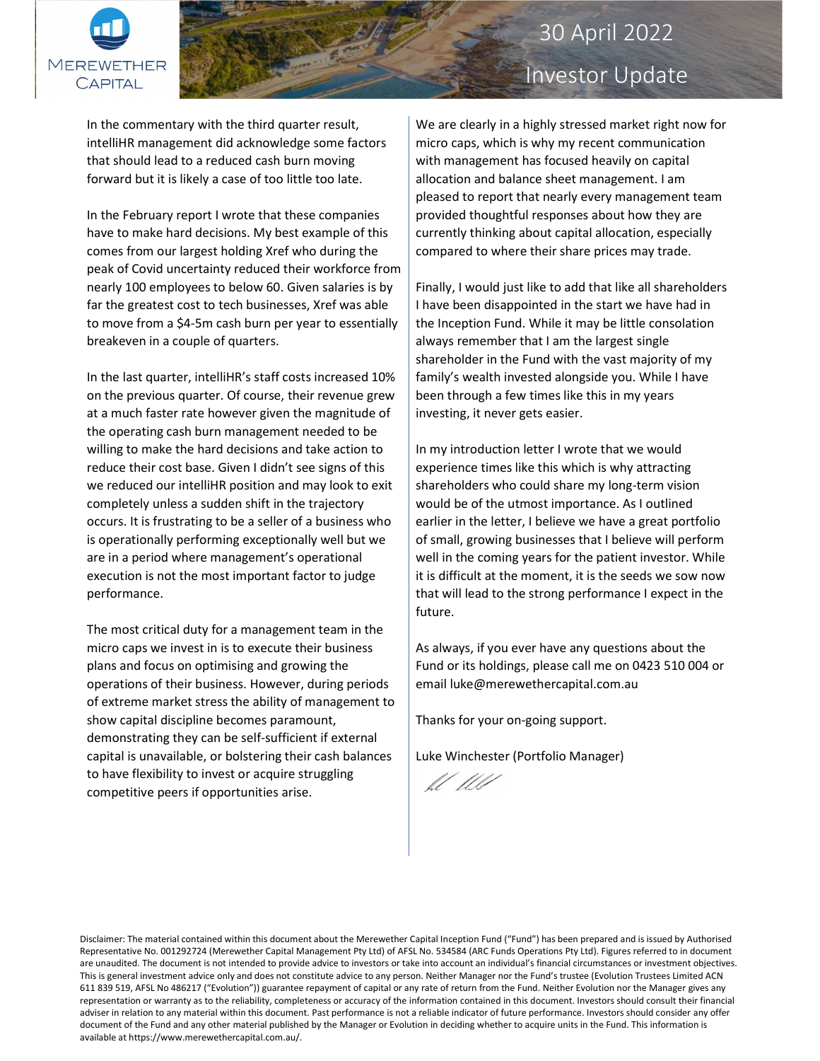In the commentary with the third quarter result, intelliHR management did acknowledge some factors that should lead to a reduced cash burn moving forward but it is likely a case of too little too late.

In the February report I wrote that these companies have to make hard decisions. My best example of this comes from our largest holding Xref who during the peak of Covid uncertainty reduced their workforce from nearly 100 employees to below 60. Given salaries is by far the greatest cost to tech businesses, Xref was able to move from a $4-5m cash burn per year to essentially breakeven in a couple of quarters.

In the last quarter, intelliHR's staff costs increased 10% on the previous quarter. Of course, their revenue grew at a much faster rate however given the magnitude of the operating cash burn management needed to be willing to make the hard decisions and take action to reduce their cost base. Given I didn't see signs of this we reduced our intelliHR position and may look to exit completely unless a sudden shift in the trajectory occurs. It is frustrating to be a seller of a business who is operationally performing exceptionally well but we are in a period where management's operational execution is not the most important factor to judge performance.

The most critical duty for a management team in the micro caps we invest in is to execute their business plans and focus on optimising and growing the operations of their business. However, during periods of extreme market stress the ability of management to show capital discipline becomes paramount, demonstrating they can be self-sufficient if external capital is unavailable, or bolstering their cash balances to have flexibility to invest or acquire struggling competitive peers if opportunities arise.

We are clearly in a highly stressed market right now for micro caps, which is why my recent communication with management has focused heavily on capital allocation and balance sheet management. I am pleased to report that nearly every management team provided thoughtful responses about how they are currently thinking about capital allocation, especially compared to where their share prices may trade.

Finally, I would just like to add that like all shareholders I have been disappointed in the start we have had in the Inception Fund. While it may be little consolation always remember that I am the largest single shareholder in the Fund with the vast majority of my family's wealth invested alongside you. While I have been through a few times like this in my years investing, it never gets easier.

In my introduction letter I wrote that we would experience times like this which is why attracting shareholders who could share my long-term vision would be of the utmost importance. As I outlined earlier in the letter, I believe we have a great portfolio of small, growing businesses that I believe will perform well in the coming years for the patient investor. While it is difficult at the moment, it is the seeds we sow now that will lead to the strong performance I expect in the future.

As always, if you ever have any questions about the Fund or its holdings, please call me on 0423 510 004 or email luke@merewethercapital.com.au

Thanks for your on-going support.

Luke Winchester (Portfolio Manager)

Disclaimer: The material contained within this document about the Merewether Capital Inception Fund ("Fund") has been prepared and is issued by Authorised Representative No. 001292724 (Merewether Capital Management Pty Ltd) of AFSL No. 534584 (ARC Funds Operations Pty Ltd). Figures referred to in document are unaudited. The document is not intended to provide advice to investors or take into account an individual's financial circumstances or investment objectives. This is general investment advice only and does not constitute advice to any person. Neither Manager nor the Fund's trustee (Evolution Trustees Limited ACN 611 839 519, AFSL No 486217 ("Evolution")) guarantee repayment of capital or any rate of return from the Fund. Neither Evolution nor the Manager gives any representation or warranty as to the reliability, completeness or accuracy of the information contained in this document. Investors should consult their financial adviser in relation to any material within this document. Past performance is not a reliable indicator of future performance. Investors should consider any offer document of the Fund and any other material published by the Manager or Evolution in deciding whether to acquire units in the Fund. This information is available at https://www.merewethercapital.com.au/.